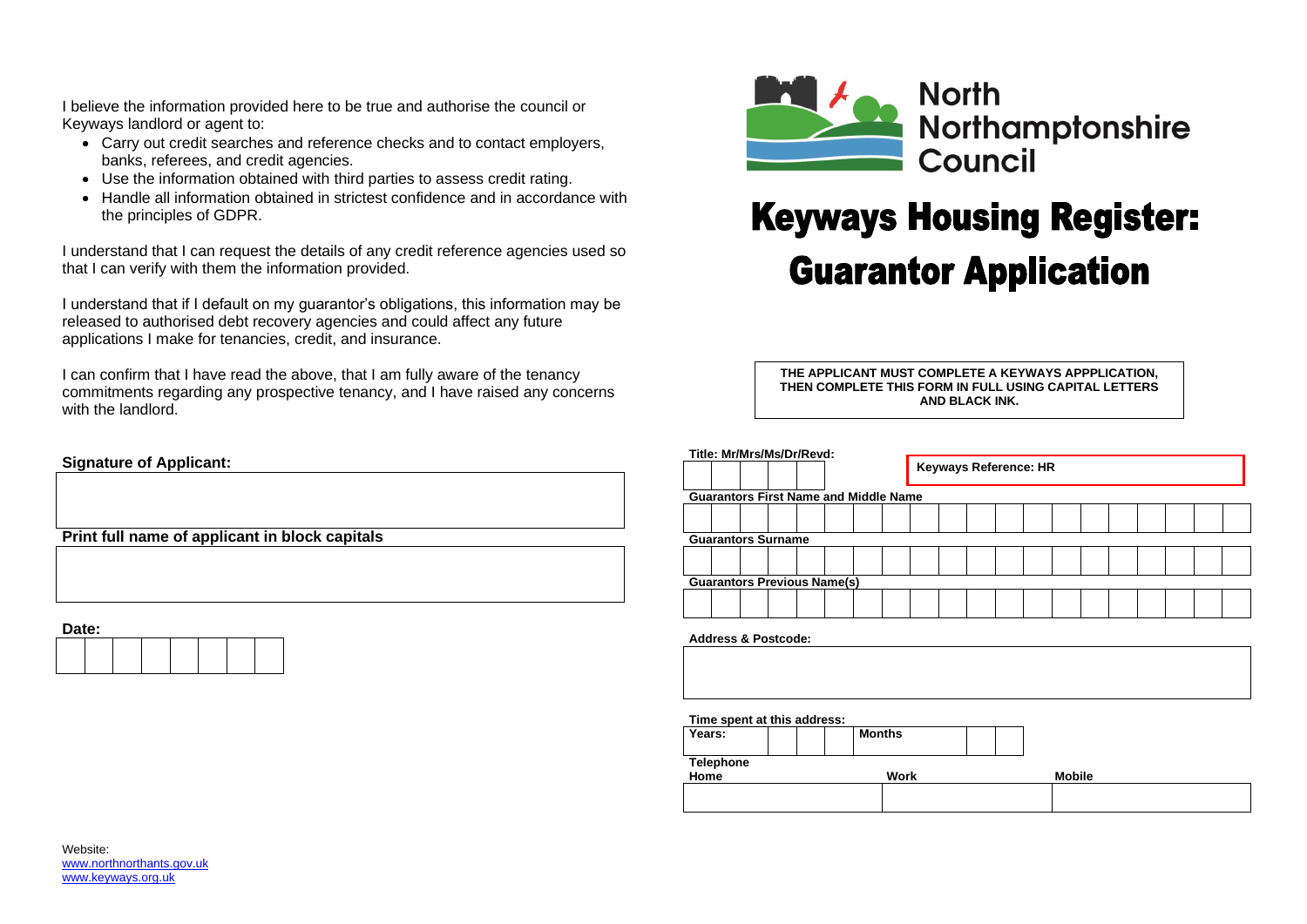I believe the information provided here to be true and authorise the council or Keyways landlord or agent to:

- Carry out credit searches and reference checks and to contact employers, banks, referees, and credit agencies.
- Use the information obtained with third parties to assess credit rating.
- Handle all information obtained in strictest confidence and in accordance with the principles of GDPR.

I understand that I can request the details of any credit reference agencies used so that I can verify with them the information provided.

I understand that if I default on my guarantor's obligations, this information may be released to authorised debt recovery agencies and could affect any future applications I make for tenancies, credit, and insurance.

I can confirm that I have read the above, that I am fully aware of the tenancy commitments regarding any prospective tenancy, and I have raised any concerns with the landlord.

**Signature of Applicant:**

**Print full name of applicant in block capitals**

**Date:**

Website:
www.northnorthants.gov.uk
www.keyways.org.uk

North Northamptonshire Council

# Keyways Housing Register: Guarantor Application

**THE APPLICANT MUST COMPLETE A KEYWAYS APPPLICATION, THEN COMPLETE THIS FORM IN FULL USING CAPITAL LETTERS AND BLACK INK.**

**Title: Mr/Mrs/Ms/Dr/Revd:**

**Keyways Reference: HR**

**Guarantors First Name and Middle Name**

**Guarantors Surname**

**Guarantors Previous Name(s)**

**Address & Postcode:**

**Time spent at this address:**

| **Years:** | **Months** |
|---|---|
| | |

**Telephone**

| **Home** | **Work** | **Mobile** |
|---|---|---|
| | | |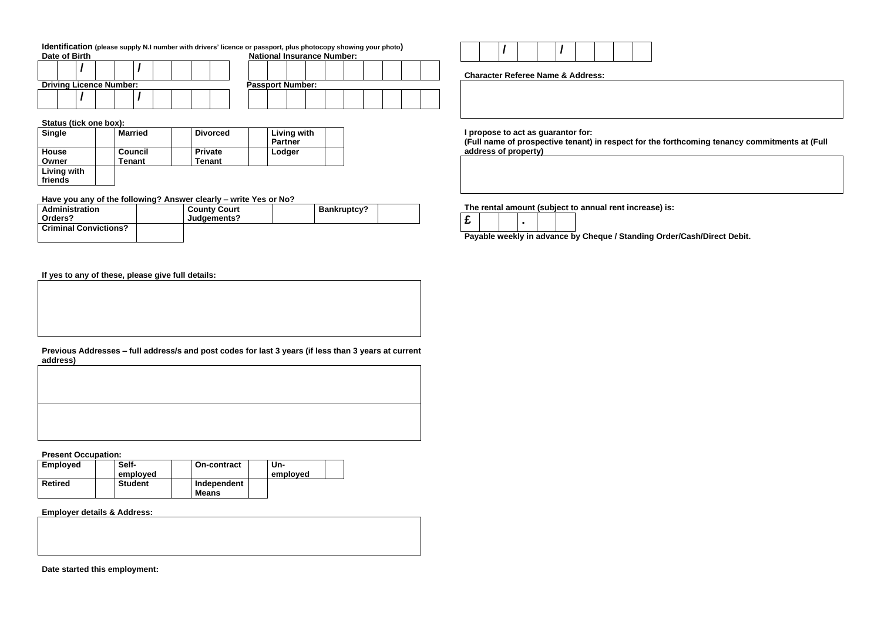**Identification** (please supply N.I number with drivers' licence or passport, plus photocopy showing your photo)

**Date of Birth**

| | | | | | | | | | |
|---|---|---|---|---|---|---|---|---|---|
| | | / | | | / | | | | |

**National Insurance Number:**

| | | | | | | | | | |
|---|---|---|---|---|---|---|---|---|---|
| | | | | | | | | | |

**Driving Licence Number:**

| | | | | | | | | | |
|---|---|---|---|---|---|---|---|---|---|
| | | / | | | / | | | | |

**Passport Number:**

| | | | | | | | | | |
|---|---|---|---|---|---|---|---|---|---|
| | | | | | | | | | |

**Status (tick one box):**

| | | | | | | | |
|---|---|---|---|---|---|---|---|
| **Single** | | **Married** | | **Divorced** | | **Living with Partner** | |
| **House Owner** | | **Council Tenant** | | **Private Tenant** | | **Lodger** | |
| **Living with friends** | | | | | | | |

**Have you any of the following? Answer clearly – write Yes or No?**

| | | | | | |
|---|---|---|---|---|---|
| **Administration Orders?** | | **County Court Judgements?** | | **Bankruptcy?** | |
| **Criminal Convictions?** | | | | | |

**If yes to any of these, please give full details:**

| |
|---|
| |

**Previous Addresses – full address/s and post codes for last 3 years (if less than 3 years at current address)**

| |
|---|
| |
| |

**Present Occupation:**

| | | | | | | | |
|---|---|---|---|---|---|---|---|
| **Employed** | | **Self-employed** | | **On-contract** | | **Un-employed** | |
| **Retired** | | **Student** | | **Independent Means** | | | |

**Employer details & Address:**

| |
|---|
| |

**Date started this employment:**

| | | | | | | | | | |
|---|---|---|---|---|---|---|---|---|---|
| | | / | | | / | | | | |

**Character Referee Name & Address:**

| |
|---|
| |

**I propose to act as guarantor for:**
**(Full name of prospective tenant) in respect for the forthcoming tenancy commitments at (Full address of property)**

| |
|---|
| |

**The rental amount (subject to annual rent increase) is:**

| | | | | | |
|---|---|---|---|---|---|
| £ | | | . | | |

**Payable weekly in advance by Cheque / Standing Order/Cash/Direct Debit.**